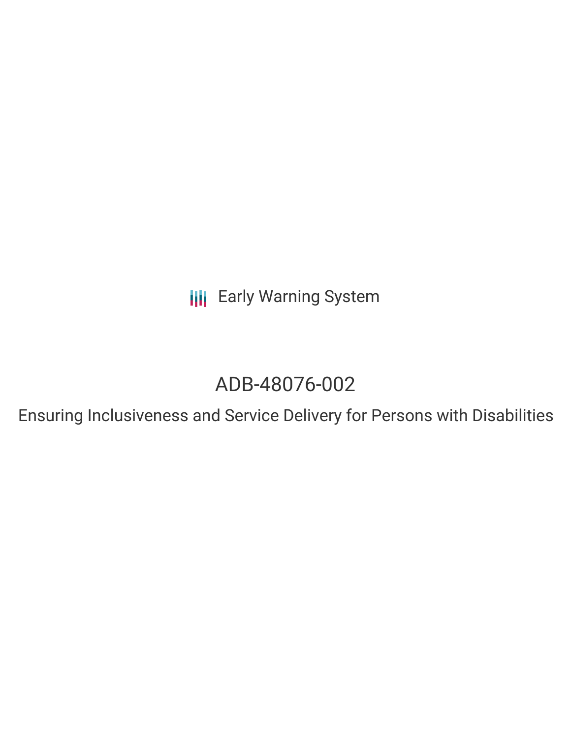Early Warning System

# ADB-48076-002

## Ensuring Inclusiveness and Service Delivery for Persons with Disabilities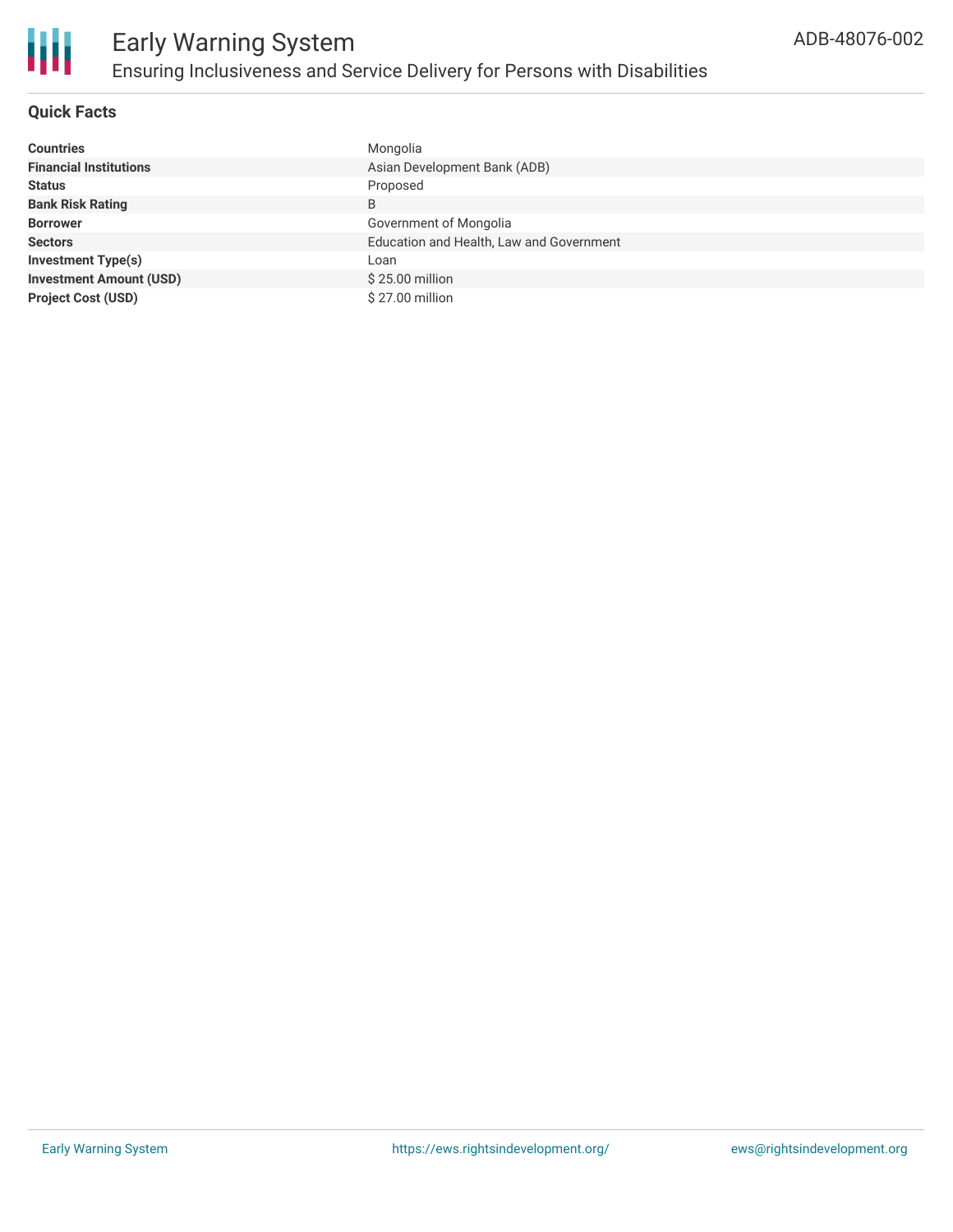# Early Warning System

## Ensuring Inclusiveness and Service Delivery for Persons with Disabilities

ADB-48076-002

### Quick Facts

| | |
|---|---|
| **Countries** | Mongolia |
| **Financial Institutions** | Asian Development Bank (ADB) |
| **Status** | Proposed |
| **Bank Risk Rating** | B |
| **Borrower** | Government of Mongolia |
| **Sectors** | Education and Health, Law and Government |
| **Investment Type(s)** | Loan |
| **Investment Amount (USD)** | $ 25.00 million |
| **Project Cost (USD)** | $ 27.00 million |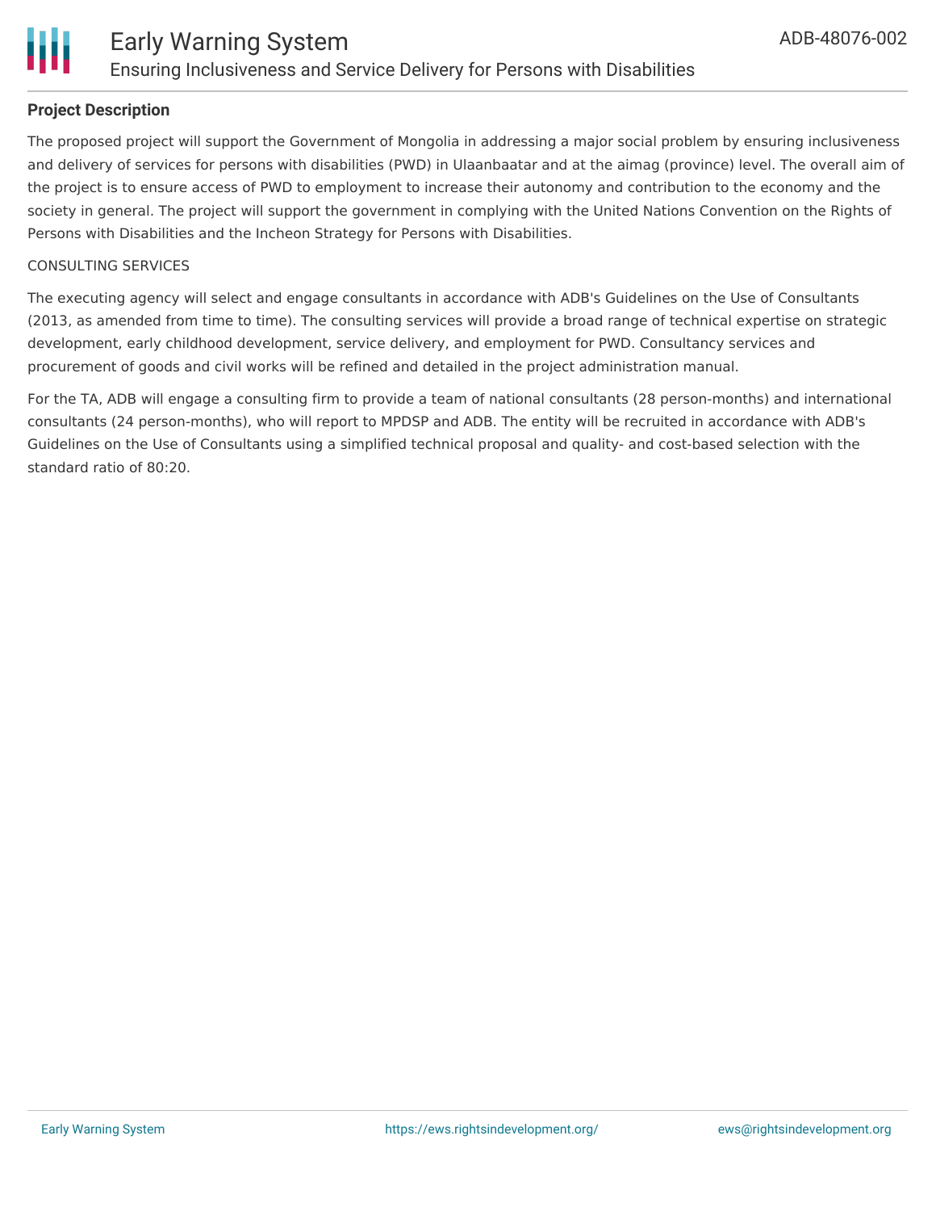## Project Description

The proposed project will support the Government of Mongolia in addressing a major social problem by ensuring inclusiveness and delivery of services for persons with disabilities (PWD) in Ulaanbaatar and at the aimag (province) level. The overall aim of the project is to ensure access of PWD to employment to increase their autonomy and contribution to the economy and the society in general. The project will support the government in complying with the United Nations Convention on the Rights of Persons with Disabilities and the Incheon Strategy for Persons with Disabilities.

CONSULTING SERVICES

The executing agency will select and engage consultants in accordance with ADB's Guidelines on the Use of Consultants (2013, as amended from time to time). The consulting services will provide a broad range of technical expertise on strategic development, early childhood development, service delivery, and employment for PWD. Consultancy services and procurement of goods and civil works will be refined and detailed in the project administration manual.

For the TA, ADB will engage a consulting firm to provide a team of national consultants (28 person-months) and international consultants (24 person-months), who will report to MPDSP and ADB. The entity will be recruited in accordance with ADB's Guidelines on the Use of Consultants using a simplified technical proposal and quality- and cost-based selection with the standard ratio of 80:20.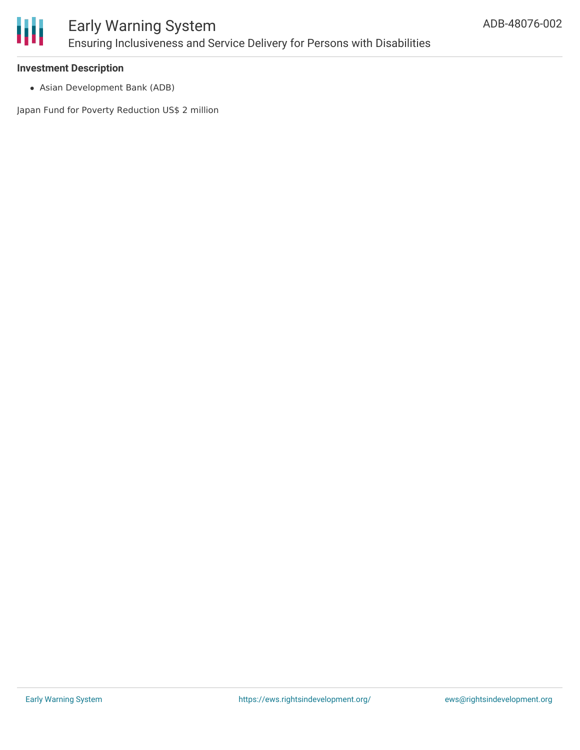### Investment Description

- Asian Development Bank (ADB)

Japan Fund for Poverty Reduction US$ 2 million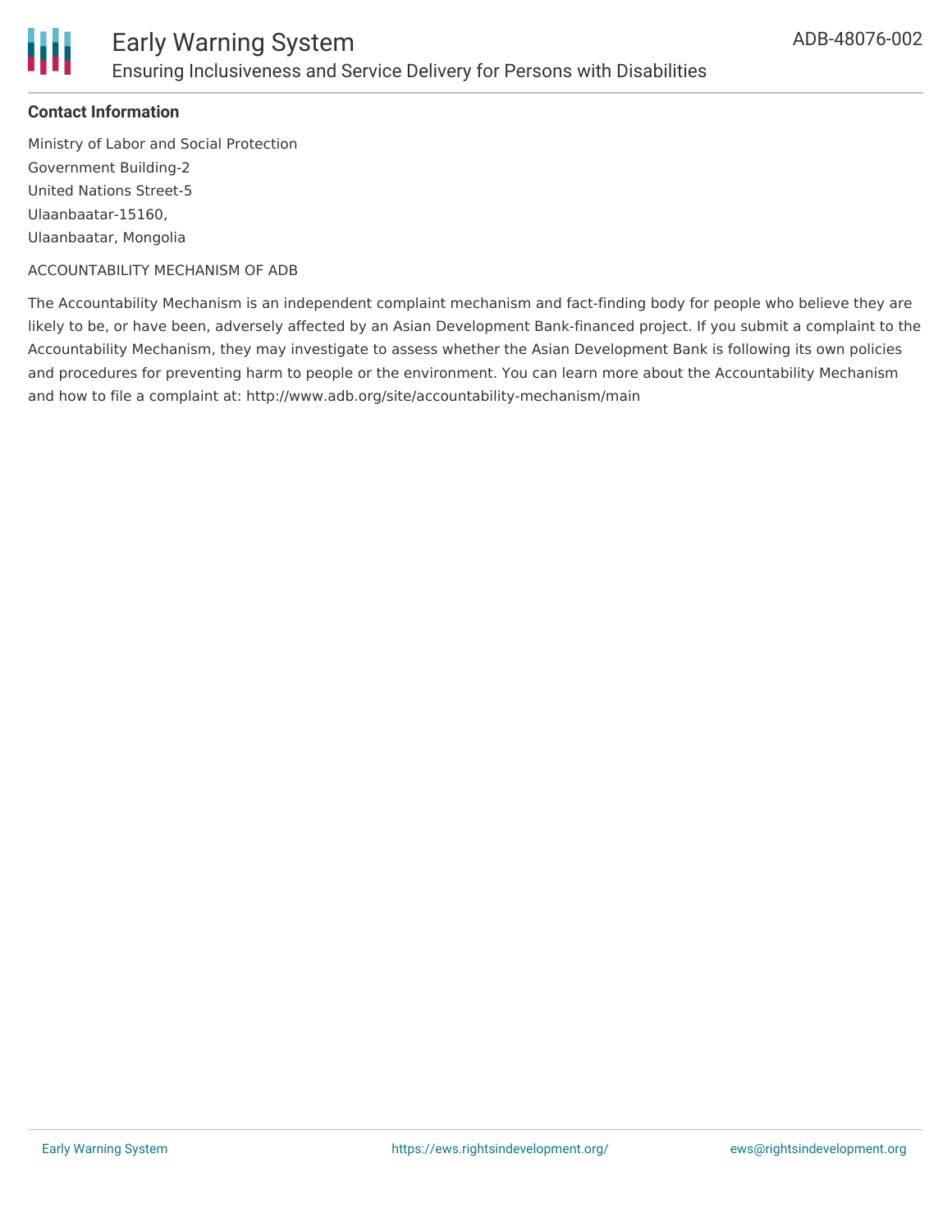**Contact Information**

Ministry of Labor and Social Protection
Government Building-2
United Nations Street-5
Ulaanbaatar-15160,
Ulaanbaatar, Mongolia

ACCOUNTABILITY MECHANISM OF ADB

The Accountability Mechanism is an independent complaint mechanism and fact-finding body for people who believe they are likely to be, or have been, adversely affected by an Asian Development Bank-financed project. If you submit a complaint to the Accountability Mechanism, they may investigate to assess whether the Asian Development Bank is following its own policies and procedures for preventing harm to people or the environment. You can learn more about the Accountability Mechanism and how to file a complaint at: http://www.adb.org/site/accountability-mechanism/main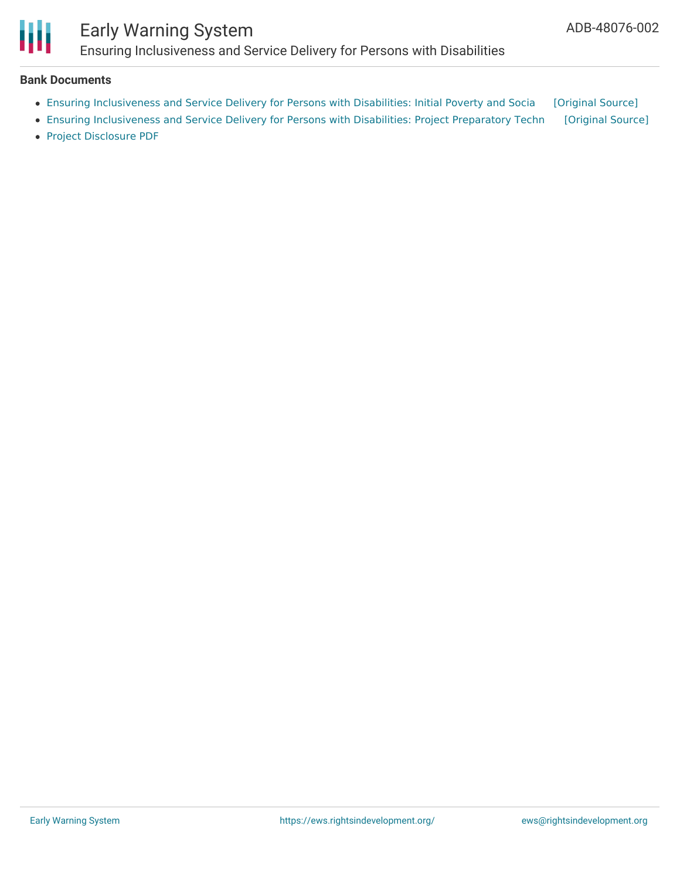**Bank Documents**

- Ensuring Inclusiveness and Service Delivery for Persons with Disabilities: Initial Poverty and Socia [Original Source]
- Ensuring Inclusiveness and Service Delivery for Persons with Disabilities: Project Preparatory Techn [Original Source]
- Project Disclosure PDF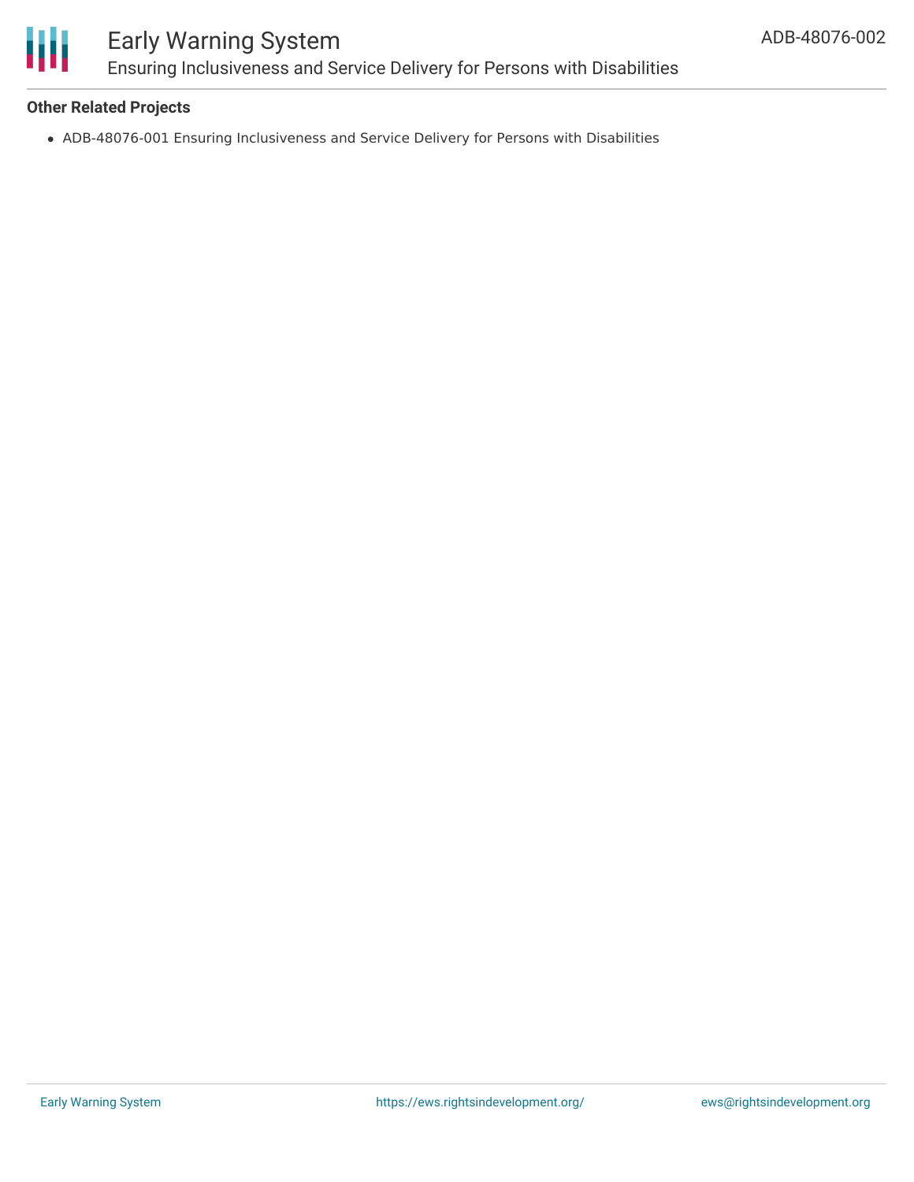**Other Related Projects**

- ADB-48076-001 Ensuring Inclusiveness and Service Delivery for Persons with Disabilities